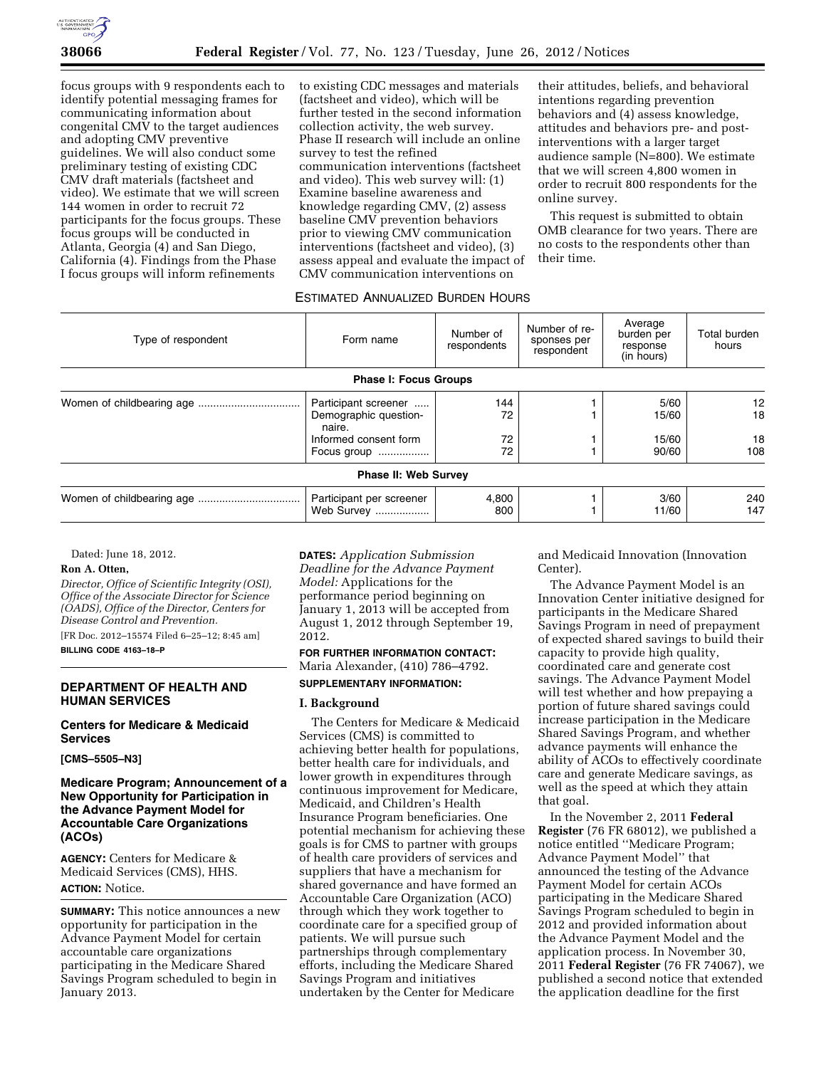focus groups with 9 respondents each to identify potential messaging frames for communicating information about congenital CMV to the target audiences and adopting CMV preventive guidelines. We will also conduct some preliminary testing of existing CDC CMV draft materials (factsheet and video). We estimate that we will screen 144 women in order to recruit 72 participants for the focus groups. These focus groups will be conducted in Atlanta, Georgia (4) and San Diego, California (4). Findings from the Phase I focus groups will inform refinements to existing CDC messages and materials (factsheet and video), which will be further tested in the second information collection activity, the web survey. Phase II research will include an online survey to test the refined communication interventions (factsheet and video). This web survey will: (1) Examine baseline awareness and knowledge regarding CMV, (2) assess baseline CMV prevention behaviors prior to viewing CMV communication interventions (factsheet and video), (3) assess appeal and evaluate the impact of CMV communication interventions on their attitudes, beliefs, and behavioral intentions regarding prevention behaviors and (4) assess knowledge, attitudes and behaviors pre- and post-interventions with a larger target audience sample (N=800). We estimate that we will screen 4,800 women in order to recruit 800 respondents for the online survey.

This request is submitted to obtain OMB clearance for two years. There are no costs to the respondents other than their time.

ESTIMATED ANNUALIZED BURDEN HOURS

| Type of respondent | Form name | Number of respondents | Number of responses per respondent | Average burden per response (in hours) | Total burden hours |
|---|---|---|---|---|---|
| **Phase I: Focus Groups** | | | | | |
| Women of childbearing age | Participant screener | 144 | 1 | 5/60 | 12 |
| | Demographic questionnaire. | 72 | 1 | 15/60 | 18 |
| | Informed consent form | 72 | 1 | 15/60 | 18 |
| | Focus group | 72 | 1 | 90/60 | 108 |
| **Phase II: Web Survey** | | | | | |
| Women of childbearing age | Participant per screener | 4,800 | 1 | 3/60 | 240 |
| | Web Survey | 800 | 1 | 11/60 | 147 |

Dated: June 18, 2012.

**Ron A. Otten,**

*Director, Office of Scientific Integrity (OSI), Office of the Associate Director for Science (OADS), Office of the Director, Centers for Disease Control and Prevention.*

[FR Doc. 2012–15574 Filed 6–25–12; 8:45 am]

**BILLING CODE 4163–18–P**

## DEPARTMENT OF HEALTH AND HUMAN SERVICES

### Centers for Medicare & Medicaid Services

**[CMS–5505–N3]**

### Medicare Program; Announcement of a New Opportunity for Participation in the Advance Payment Model for Accountable Care Organizations (ACOs)

**AGENCY:** Centers for Medicare & Medicaid Services (CMS), HHS.

**ACTION:** Notice.

**SUMMARY:** This notice announces a new opportunity for participation in the Advance Payment Model for certain accountable care organizations participating in the Medicare Shared Savings Program scheduled to begin in January 2013.

**DATES:** *Application Submission Deadline for the Advance Payment Model:* Applications for the performance period beginning on January 1, 2013 will be accepted from August 1, 2012 through September 19, 2012.

**FOR FURTHER INFORMATION CONTACT:** Maria Alexander, (410) 786–4792.

**SUPPLEMENTARY INFORMATION:**

**I. Background**

The Centers for Medicare & Medicaid Services (CMS) is committed to achieving better health for populations, better health care for individuals, and lower growth in expenditures through continuous improvement for Medicare, Medicaid, and Children's Health Insurance Program beneficiaries. One potential mechanism for achieving these goals is for CMS to partner with groups of health care providers of services and suppliers that have a mechanism for shared governance and have formed an Accountable Care Organization (ACO) through which they work together to coordinate care for a specified group of patients. We will pursue such partnerships through complementary efforts, including the Medicare Shared Savings Program and initiatives undertaken by the Center for Medicare and Medicaid Innovation (Innovation Center).

The Advance Payment Model is an Innovation Center initiative designed for participants in the Medicare Shared Savings Program in need of prepayment of expected shared savings to build their capacity to provide high quality, coordinated care and generate cost savings. The Advance Payment Model will test whether and how prepaying a portion of future shared savings could increase participation in the Medicare Shared Savings Program, and whether advance payments will enhance the ability of ACOs to effectively coordinate care and generate Medicare savings, as well as the speed at which they attain that goal.

In the November 2, 2011 **Federal Register** (76 FR 68012), we published a notice entitled ''Medicare Program; Advance Payment Model'' that announced the testing of the Advance Payment Model for certain ACOs participating in the Medicare Shared Savings Program scheduled to begin in 2012 and provided information about the Advance Payment Model and the application process. In November 30, 2011 **Federal Register** (76 FR 74067), we published a second notice that extended the application deadline for the first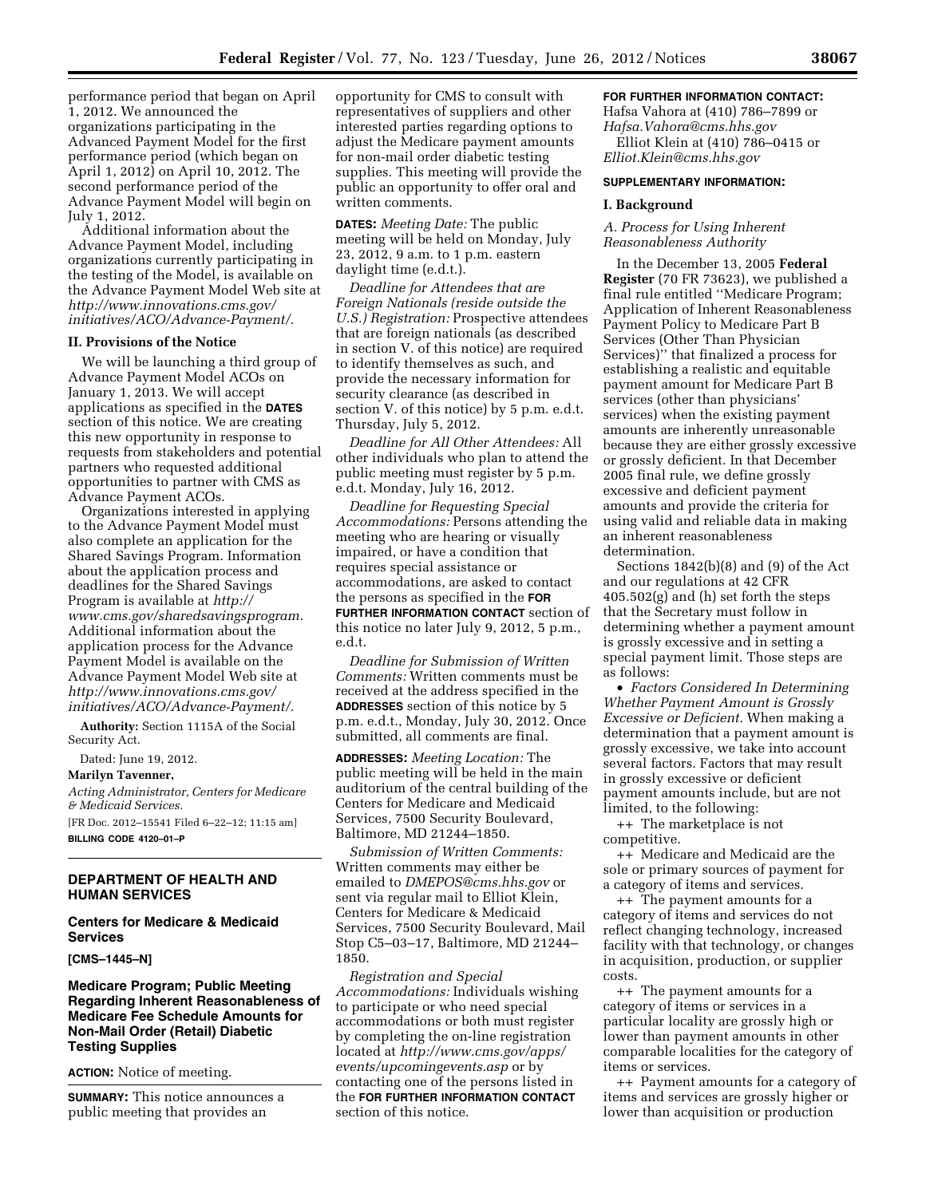performance period that began on April 1, 2012. We announced the organizations participating in the Advanced Payment Model for the first performance period (which began on April 1, 2012) on April 10, 2012. The second performance period of the Advance Payment Model will begin on July 1, 2012.

Additional information about the Advance Payment Model, including organizations currently participating in the testing of the Model, is available on the Advance Payment Model Web site at *http://www.innovations.cms.gov/initiatives/ACO/Advance-Payment/.*

## II. Provisions of the Notice

We will be launching a third group of Advance Payment Model ACOs on January 1, 2013. We will accept applications as specified in the **DATES** section of this notice. We are creating this new opportunity in response to requests from stakeholders and potential partners who requested additional opportunities to partner with CMS as Advance Payment ACOs.

Organizations interested in applying to the Advance Payment Model must also complete an application for the Shared Savings Program. Information about the application process and deadlines for the Shared Savings Program is available at *http://www.cms.gov/sharedsavingsprogram.* Additional information about the application process for the Advance Payment Model is available on the Advance Payment Model Web site at *http://www.innovations.cms.gov/initiatives/ACO/Advance-Payment/.*

**Authority:** Section 1115A of the Social Security Act.

Dated: June 19, 2012.

**Marilyn Tavenner,**

*Acting Administrator, Centers for Medicare & Medicaid Services.*

[FR Doc. 2012–15541 Filed 6–22–12; 11:15 am]

**BILLING CODE 4120–01–P**

---

## DEPARTMENT OF HEALTH AND HUMAN SERVICES

### Centers for Medicare & Medicaid Services

**[CMS–1445–N]**

### Medicare Program; Public Meeting Regarding Inherent Reasonableness of Medicare Fee Schedule Amounts for Non-Mail Order (Retail) Diabetic Testing Supplies

**ACTION:** Notice of meeting.

**SUMMARY:** This notice announces a public meeting that provides an opportunity for CMS to consult with representatives of suppliers and other interested parties regarding options to adjust the Medicare payment amounts for non-mail order diabetic testing supplies. This meeting will provide the public an opportunity to offer oral and written comments.

**DATES:** *Meeting Date:* The public meeting will be held on Monday, July 23, 2012, 9 a.m. to 1 p.m. eastern daylight time (e.d.t.).

*Deadline for Attendees that are Foreign Nationals (reside outside the U.S.) Registration:* Prospective attendees that are foreign nationals (as described in section V. of this notice) are required to identify themselves as such, and provide the necessary information for security clearance (as described in section V. of this notice) by 5 p.m. e.d.t. Thursday, July 5, 2012.

*Deadline for All Other Attendees:* All other individuals who plan to attend the public meeting must register by 5 p.m. e.d.t. Monday, July 16, 2012.

*Deadline for Requesting Special Accommodations:* Persons attending the meeting who are hearing or visually impaired, or have a condition that requires special assistance or accommodations, are asked to contact the persons as specified in the **FOR FURTHER INFORMATION CONTACT** section of this notice no later July 9, 2012, 5 p.m., e.d.t.

*Deadline for Submission of Written Comments:* Written comments must be received at the address specified in the **ADDRESSES** section of this notice by 5 p.m. e.d.t., Monday, July 30, 2012. Once submitted, all comments are final.

**ADDRESSES:** *Meeting Location:* The public meeting will be held in the main auditorium of the central building of the Centers for Medicare and Medicaid Services, 7500 Security Boulevard, Baltimore, MD 21244–1850.

*Submission of Written Comments:* Written comments may either be emailed to *DMEPOS@cms.hhs.gov* or sent via regular mail to Elliot Klein, Centers for Medicare & Medicaid Services, 7500 Security Boulevard, Mail Stop C5–03–17, Baltimore, MD 21244–1850.

*Registration and Special Accommodations:* Individuals wishing to participate or who need special accommodations or both must register by completing the on-line registration located at *http://www.cms.gov/apps/events/upcomingevents.asp* or by contacting one of the persons listed in the **FOR FURTHER INFORMATION CONTACT** section of this notice.

**FOR FURTHER INFORMATION CONTACT:** Hafsa Vahora at (410) 786–7899 or *Hafsa.Vahora@cms.hhs.gov*

Elliot Klein at (410) 786–0415 or *Elliot.Klein@cms.hhs.gov*

**SUPPLEMENTARY INFORMATION:**

## I. Background

### *A. Process for Using Inherent Reasonableness Authority*

In the December 13, 2005 **Federal Register** (70 FR 73623), we published a final rule entitled ''Medicare Program; Application of Inherent Reasonableness Payment Policy to Medicare Part B Services (Other Than Physician Services)'' that finalized a process for establishing a realistic and equitable payment amount for Medicare Part B services (other than physicians' services) when the existing payment amounts are inherently unreasonable because they are either grossly excessive or grossly deficient. In that December 2005 final rule, we define grossly excessive and deficient payment amounts and provide the criteria for using valid and reliable data in making an inherent reasonableness determination.

Sections 1842(b)(8) and (9) of the Act and our regulations at 42 CFR 405.502(g) and (h) set forth the steps that the Secretary must follow in determining whether a payment amount is grossly excessive and in setting a special payment limit. Those steps are as follows:

- *Factors Considered In Determining Whether Payment Amount is Grossly Excessive or Deficient.* When making a determination that a payment amount is grossly excessive, we take into account several factors. Factors that may result in grossly excessive or deficient payment amounts include, but are not limited, to the following:
  - ++ The marketplace is not competitive.
  - ++ Medicare and Medicaid are the sole or primary sources of payment for a category of items and services.
  - ++ The payment amounts for a category of items and services do not reflect changing technology, increased facility with that technology, or changes in acquisition, production, or supplier costs.
  - ++ The payment amounts for a category of items or services in a particular locality are grossly high or lower than payment amounts in other comparable localities for the category of items or services.
  - ++ Payment amounts for a category of items and services are grossly higher or lower than acquisition or production